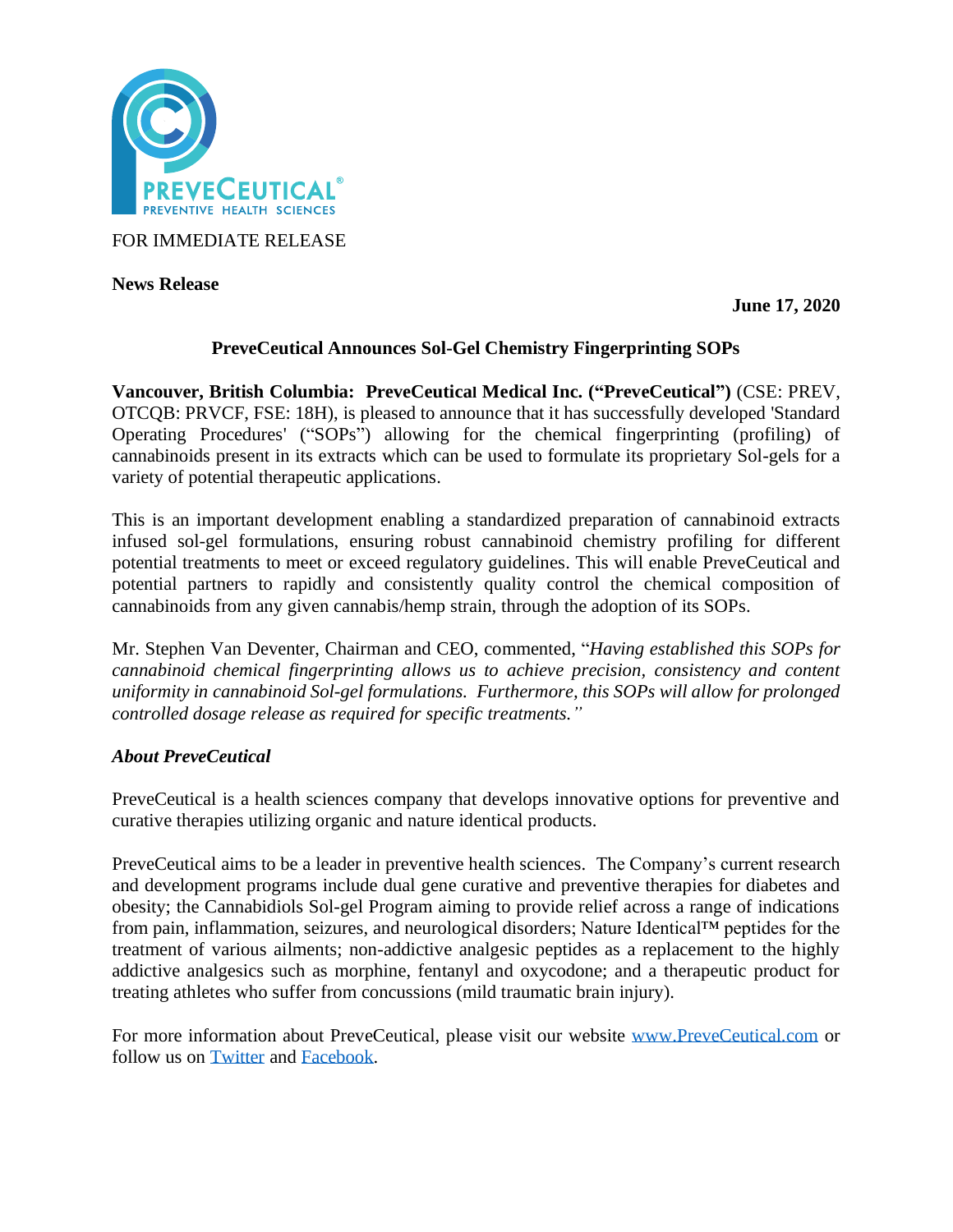FOR IMMEDIATE RELEASE

**News Release**

**June 17, 2020**

## PreveCeutical Announces Sol-Gel Chemistry Fingerprinting SOPs

**Vancouver, British Columbia: PreveCeutical Medical Inc. ("PreveCeutical")** (CSE: PREV, OTCQB: PRVCF, FSE: 18H), is pleased to announce that it has successfully developed 'Standard Operating Procedures' ("SOPs") allowing for the chemical fingerprinting (profiling) of cannabinoids present in its extracts which can be used to formulate its proprietary Sol-gels for a variety of potential therapeutic applications.

This is an important development enabling a standardized preparation of cannabinoid extracts infused sol-gel formulations, ensuring robust cannabinoid chemistry profiling for different potential treatments to meet or exceed regulatory guidelines. This will enable PreveCeutical and potential partners to rapidly and consistently quality control the chemical composition of cannabinoids from any given cannabis/hemp strain, through the adoption of its SOPs.

Mr. Stephen Van Deventer, Chairman and CEO, commented, "*Having established this SOPs for cannabinoid chemical fingerprinting allows us to achieve precision, consistency and content uniformity in cannabinoid Sol-gel formulations. Furthermore, this SOPs will allow for prolonged controlled dosage release as required for specific treatments.*"

### *About PreveCeutical*

PreveCeutical is a health sciences company that develops innovative options for preventive and curative therapies utilizing organic and nature identical products.

PreveCeutical aims to be a leader in preventive health sciences. The Company's current research and development programs include dual gene curative and preventive therapies for diabetes and obesity; the Cannabidiols Sol-gel Program aiming to provide relief across a range of indications from pain, inflammation, seizures, and neurological disorders; Nature Identical™ peptides for the treatment of various ailments; non-addictive analgesic peptides as a replacement to the highly addictive analgesics such as morphine, fentanyl and oxycodone; and a therapeutic product for treating athletes who suffer from concussions (mild traumatic brain injury).

For more information about PreveCeutical, please visit our website [www.PreveCeutical.com](www.PreveCeutical.com) or follow us on Twitter and Facebook.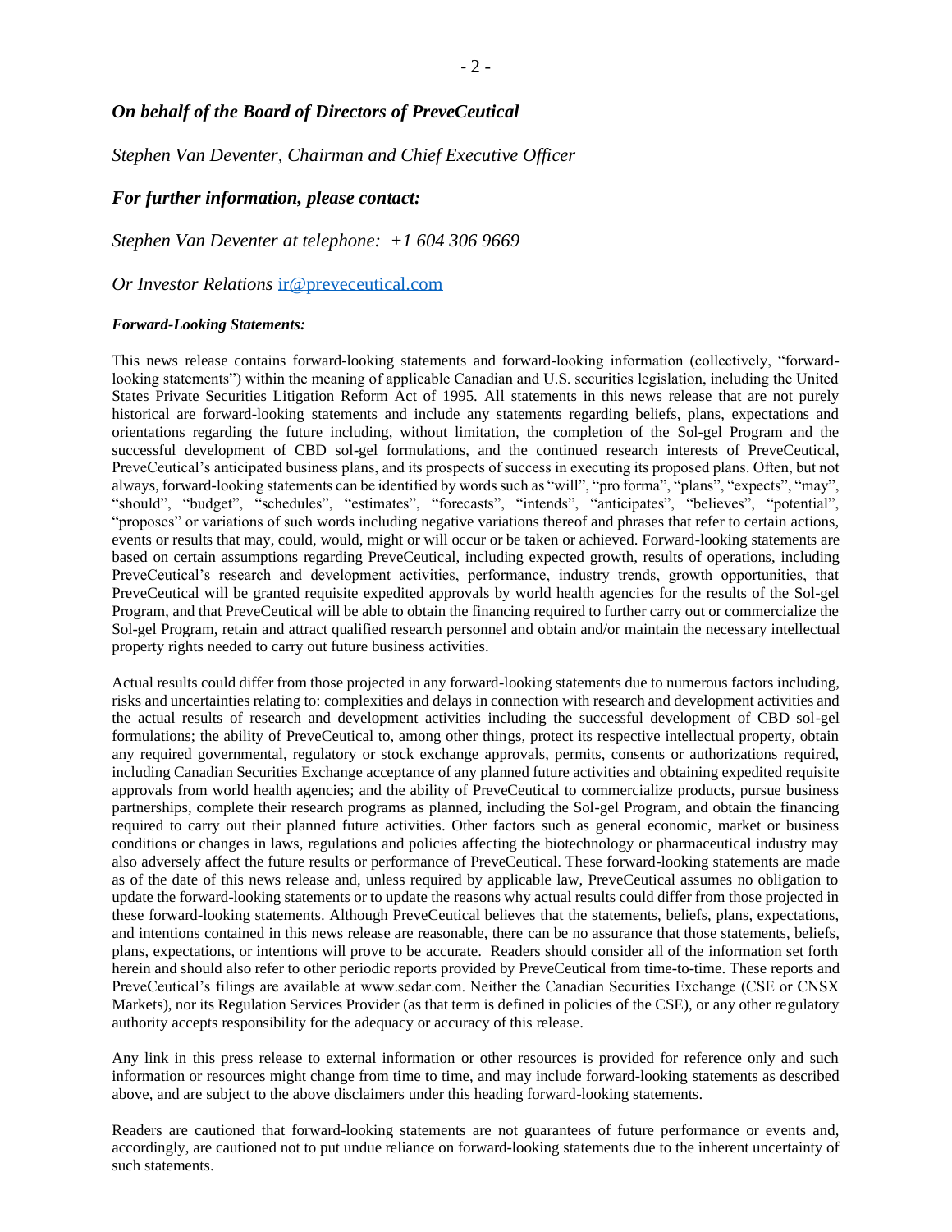***On behalf of the Board of Directors of PreveCeutical***

*Stephen Van Deventer, Chairman and Chief Executive Officer*

***For further information, please contact:***

*Stephen Van Deventer at telephone: +1 604 306 9669*

*Or Investor Relations* [ir@preveceutical.com](mailto:ir@preveceutical.com)

***Forward-Looking Statements:***

This news release contains forward-looking statements and forward-looking information (collectively, "forward-looking statements") within the meaning of applicable Canadian and U.S. securities legislation, including the United States Private Securities Litigation Reform Act of 1995. All statements in this news release that are not purely historical are forward-looking statements and include any statements regarding beliefs, plans, expectations and orientations regarding the future including, without limitation, the completion of the Sol-gel Program and the successful development of CBD sol-gel formulations, and the continued research interests of PreveCeutical, PreveCeutical's anticipated business plans, and its prospects of success in executing its proposed plans. Often, but not always, forward-looking statements can be identified by words such as "will", "pro forma", "plans", "expects", "may", "should", "budget", "schedules", "estimates", "forecasts", "intends", "anticipates", "believes", "potential", "proposes" or variations of such words including negative variations thereof and phrases that refer to certain actions, events or results that may, could, would, might or will occur or be taken or achieved. Forward-looking statements are based on certain assumptions regarding PreveCeutical, including expected growth, results of operations, including PreveCeutical's research and development activities, performance, industry trends, growth opportunities, that PreveCeutical will be granted requisite expedited approvals by world health agencies for the results of the Sol-gel Program, and that PreveCeutical will be able to obtain the financing required to further carry out or commercialize the Sol-gel Program, retain and attract qualified research personnel and obtain and/or maintain the necessary intellectual property rights needed to carry out future business activities.

Actual results could differ from those projected in any forward-looking statements due to numerous factors including, risks and uncertainties relating to: complexities and delays in connection with research and development activities and the actual results of research and development activities including the successful development of CBD sol-gel formulations; the ability of PreveCeutical to, among other things, protect its respective intellectual property, obtain any required governmental, regulatory or stock exchange approvals, permits, consents or authorizations required, including Canadian Securities Exchange acceptance of any planned future activities and obtaining expedited requisite approvals from world health agencies; and the ability of PreveCeutical to commercialize products, pursue business partnerships, complete their research programs as planned, including the Sol-gel Program, and obtain the financing required to carry out their planned future activities. Other factors such as general economic, market or business conditions or changes in laws, regulations and policies affecting the biotechnology or pharmaceutical industry may also adversely affect the future results or performance of PreveCeutical. These forward-looking statements are made as of the date of this news release and, unless required by applicable law, PreveCeutical assumes no obligation to update the forward-looking statements or to update the reasons why actual results could differ from those projected in these forward-looking statements. Although PreveCeutical believes that the statements, beliefs, plans, expectations, and intentions contained in this news release are reasonable, there can be no assurance that those statements, beliefs, plans, expectations, or intentions will prove to be accurate. Readers should consider all of the information set forth herein and should also refer to other periodic reports provided by PreveCeutical from time-to-time. These reports and PreveCeutical's filings are available at www.sedar.com. Neither the Canadian Securities Exchange (CSE or CNSX Markets), nor its Regulation Services Provider (as that term is defined in policies of the CSE), or any other regulatory authority accepts responsibility for the adequacy or accuracy of this release.

Any link in this press release to external information or other resources is provided for reference only and such information or resources might change from time to time, and may include forward-looking statements as described above, and are subject to the above disclaimers under this heading forward-looking statements.

Readers are cautioned that forward-looking statements are not guarantees of future performance or events and, accordingly, are cautioned not to put undue reliance on forward-looking statements due to the inherent uncertainty of such statements.